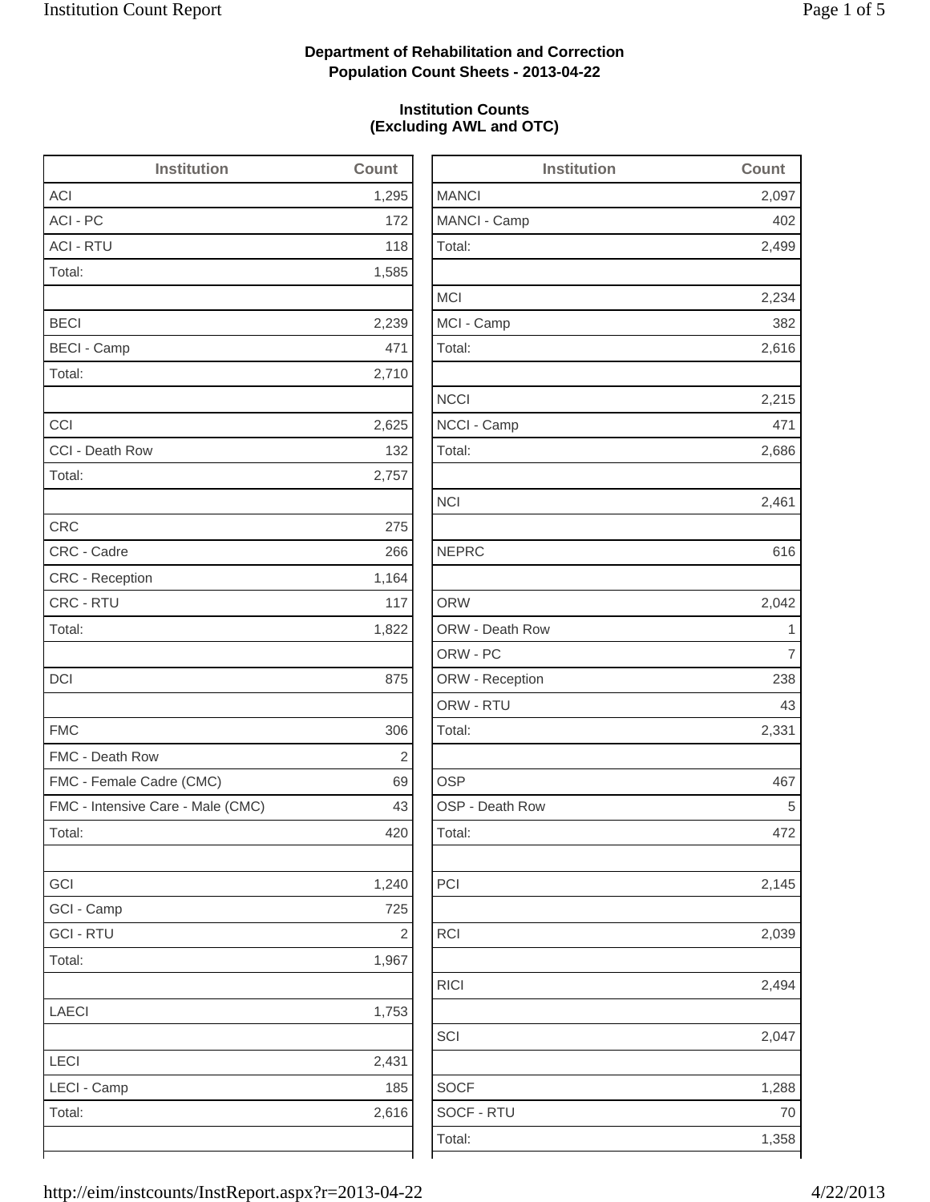**Department of Rehabilitation and Correction**
**Population Count Sheets - 2013-04-22**

**Institution Counts**
**(Excluding AWL and OTC)**

| Institution | Count |
|---|---|
| ACI | 1,295 |
| ACI - PC | 172 |
| ACI - RTU | 118 |
| Total: | 1,585 |
| | |
| BECI | 2,239 |
| BECI - Camp | 471 |
| Total: | 2,710 |
| | |
| CCI | 2,625 |
| CCI - Death Row | 132 |
| Total: | 2,757 |
| | |
| CRC | 275 |
| CRC - Cadre | 266 |
| CRC - Reception | 1,164 |
| CRC - RTU | 117 |
| Total: | 1,822 |
| | |
| DCI | 875 |
| | |
| FMC | 306 |
| FMC - Death Row | 2 |
| FMC - Female Cadre (CMC) | 69 |
| FMC - Intensive Care - Male (CMC) | 43 |
| Total: | 420 |
| | |
| GCI | 1,240 |
| GCI - Camp | 725 |
| GCI - RTU | 2 |
| Total: | 1,967 |
| | |
| LAECI | 1,753 |
| | |
| LECI | 2,431 |
| LECI - Camp | 185 |
| Total: | 2,616 |

| Institution | Count |
|---|---|
| MANCI | 2,097 |
| MANCI - Camp | 402 |
| Total: | 2,499 |
| | |
| MCI | 2,234 |
| MCI - Camp | 382 |
| Total: | 2,616 |
| | |
| NCCI | 2,215 |
| NCCI - Camp | 471 |
| Total: | 2,686 |
| | |
| NCI | 2,461 |
| | |
| NEPRC | 616 |
| | |
| ORW | 2,042 |
| ORW - Death Row | 1 |
| ORW - PC | 7 |
| ORW - Reception | 238 |
| ORW - RTU | 43 |
| Total: | 2,331 |
| | |
| OSP | 467 |
| OSP - Death Row | 5 |
| Total: | 472 |
| | |
| PCI | 2,145 |
| | |
| RCI | 2,039 |
| | |
| RICI | 2,494 |
| | |
| SCI | 2,047 |
| | |
| SOCF | 1,288 |
| SOCF - RTU | 70 |
| Total: | 1,358 |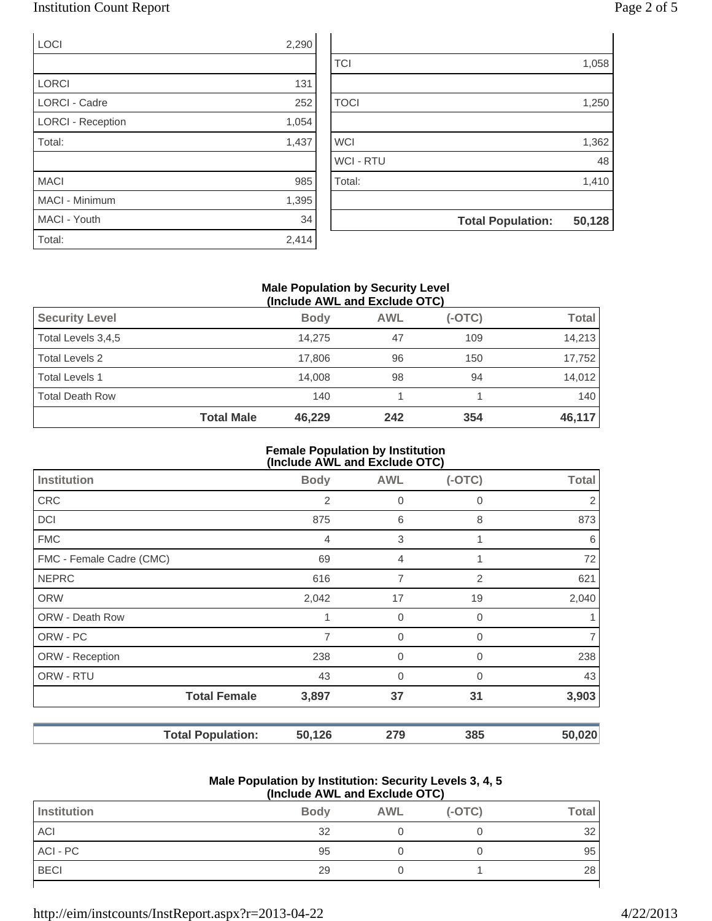| | |
|---|---|
| LOCI | 2,290 |
| | |
| LORCI | 131 |
| LORCI - Cadre | 252 |
| LORCI - Reception | 1,054 |
| Total: | 1,437 |
| | |
| MACI | 985 |
| MACI - Minimum | 1,395 |
| MACI - Youth | 34 |
| Total: | 2,414 |

| | |
|---|---|
| | |
| TCI | 1,058 |
| | |
| TOCI | 1,250 |
| | |
| WCI | 1,362 |
| WCI - RTU | 48 |
| Total: | 1,410 |
| | |
| **Total Population:** | **50,128** |

**Male Population by Security Level (Include AWL and Exclude OTC)**

| Security Level | Body | AWL | (-OTC) | Total |
|---|---|---|---|---|
| Total Levels 3,4,5 | 14,275 | 47 | 109 | 14,213 |
| Total Levels 2 | 17,806 | 96 | 150 | 17,752 |
| Total Levels 1 | 14,008 | 98 | 94 | 14,012 |
| Total Death Row | 140 | 1 | 1 | 140 |
| **Total Male** | **46,229** | **242** | **354** | **46,117** |

**Female Population by Institution (Include AWL and Exclude OTC)**

| Institution | Body | AWL | (-OTC) | Total |
|---|---|---|---|---|
| CRC | 2 | 0 | 0 | 2 |
| DCI | 875 | 6 | 8 | 873 |
| FMC | 4 | 3 | 1 | 6 |
| FMC - Female Cadre (CMC) | 69 | 4 | 1 | 72 |
| NEPRC | 616 | 7 | 2 | 621 |
| ORW | 2,042 | 17 | 19 | 2,040 |
| ORW - Death Row | 1 | 0 | 0 | 1 |
| ORW - PC | 7 | 0 | 0 | 7 |
| ORW - Reception | 238 | 0 | 0 | 238 |
| ORW - RTU | 43 | 0 | 0 | 43 |
| **Total Female** | **3,897** | **37** | **31** | **3,903** |

| | | | | |
|---|---|---|---|---|
| **Total Population:** | **50,126** | **279** | **385** | **50,020** |

**Male Population by Institution: Security Levels 3, 4, 5 (Include AWL and Exclude OTC)**

| Institution | Body | AWL | (-OTC) | Total |
|---|---|---|---|---|
| ACI | 32 | 0 | 0 | 32 |
| ACI - PC | 95 | 0 | 0 | 95 |
| BECI | 29 | 0 | 1 | 28 |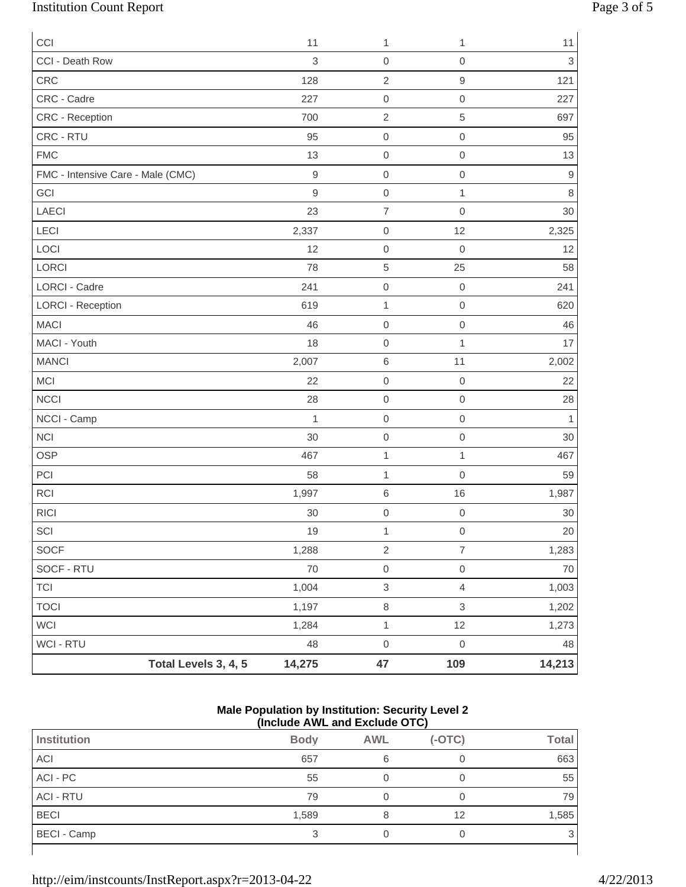| | | | | |
|---|---|---|---|---|
| CCI | 11 | 1 | 1 | 11 |
| CCI - Death Row | 3 | 0 | 0 | 3 |
| CRC | 128 | 2 | 9 | 121 |
| CRC - Cadre | 227 | 0 | 0 | 227 |
| CRC - Reception | 700 | 2 | 5 | 697 |
| CRC - RTU | 95 | 0 | 0 | 95 |
| FMC | 13 | 0 | 0 | 13 |
| FMC - Intensive Care - Male (CMC) | 9 | 0 | 0 | 9 |
| GCI | 9 | 0 | 1 | 8 |
| LAECI | 23 | 7 | 0 | 30 |
| LECI | 2,337 | 0 | 12 | 2,325 |
| LOCI | 12 | 0 | 0 | 12 |
| LORCI | 78 | 5 | 25 | 58 |
| LORCI - Cadre | 241 | 0 | 0 | 241 |
| LORCI - Reception | 619 | 1 | 0 | 620 |
| MACI | 46 | 0 | 0 | 46 |
| MACI - Youth | 18 | 0 | 1 | 17 |
| MANCI | 2,007 | 6 | 11 | 2,002 |
| MCI | 22 | 0 | 0 | 22 |
| NCCI | 28 | 0 | 0 | 28 |
| NCCI - Camp | 1 | 0 | 0 | 1 |
| NCI | 30 | 0 | 0 | 30 |
| OSP | 467 | 1 | 1 | 467 |
| PCI | 58 | 1 | 0 | 59 |
| RCI | 1,997 | 6 | 16 | 1,987 |
| RICI | 30 | 0 | 0 | 30 |
| SCI | 19 | 1 | 0 | 20 |
| SOCF | 1,288 | 2 | 7 | 1,283 |
| SOCF - RTU | 70 | 0 | 0 | 70 |
| TCI | 1,004 | 3 | 4 | 1,003 |
| TOCI | 1,197 | 8 | 3 | 1,202 |
| WCI | 1,284 | 1 | 12 | 1,273 |
| WCI - RTU | 48 | 0 | 0 | 48 |
| **Total Levels 3, 4, 5** | **14,275** | **47** | **109** | **14,213** |

**Male Population by Institution: Security Level 2**
**(Include AWL and Exclude OTC)**

| Institution | Body | AWL | (-OTC) | Total |
|---|---|---|---|---|
| ACI | 657 | 6 | 0 | 663 |
| ACI - PC | 55 | 0 | 0 | 55 |
| ACI - RTU | 79 | 0 | 0 | 79 |
| BECI | 1,589 | 8 | 12 | 1,585 |
| BECI - Camp | 3 | 0 | 0 | 3 |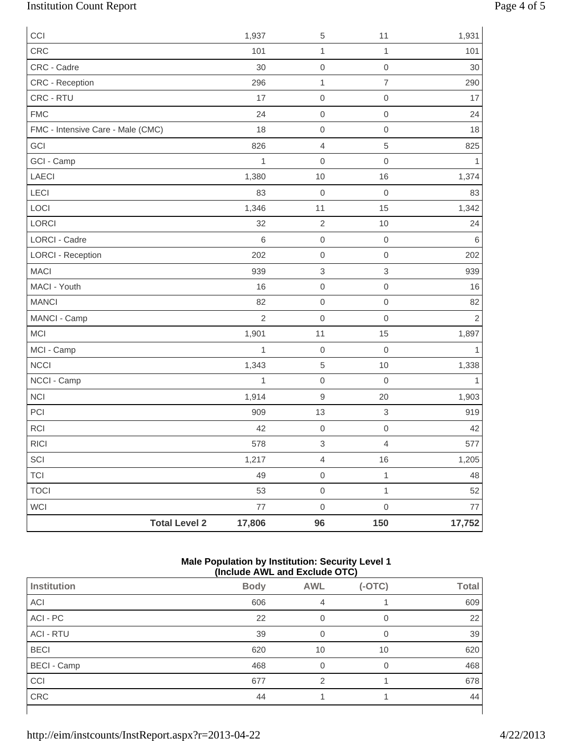| | Body | AWL | (-OTC) | Total |
|---|---|---|---|---|
| CCI | 1,937 | 5 | 11 | 1,931 |
| CRC | 101 | 1 | 1 | 101 |
| CRC - Cadre | 30 | 0 | 0 | 30 |
| CRC - Reception | 296 | 1 | 7 | 290 |
| CRC - RTU | 17 | 0 | 0 | 17 |
| FMC | 24 | 0 | 0 | 24 |
| FMC - Intensive Care - Male (CMC) | 18 | 0 | 0 | 18 |
| GCI | 826 | 4 | 5 | 825 |
| GCI - Camp | 1 | 0 | 0 | 1 |
| LAECI | 1,380 | 10 | 16 | 1,374 |
| LECI | 83 | 0 | 0 | 83 |
| LOCI | 1,346 | 11 | 15 | 1,342 |
| LORCI | 32 | 2 | 10 | 24 |
| LORCI - Cadre | 6 | 0 | 0 | 6 |
| LORCI - Reception | 202 | 0 | 0 | 202 |
| MACI | 939 | 3 | 3 | 939 |
| MACI - Youth | 16 | 0 | 0 | 16 |
| MANCI | 82 | 0 | 0 | 82 |
| MANCI - Camp | 2 | 0 | 0 | 2 |
| MCI | 1,901 | 11 | 15 | 1,897 |
| MCI - Camp | 1 | 0 | 0 | 1 |
| NCCI | 1,343 | 5 | 10 | 1,338 |
| NCCI - Camp | 1 | 0 | 0 | 1 |
| NCI | 1,914 | 9 | 20 | 1,903 |
| PCI | 909 | 13 | 3 | 919 |
| RCI | 42 | 0 | 0 | 42 |
| RICI | 578 | 3 | 4 | 577 |
| SCI | 1,217 | 4 | 16 | 1,205 |
| TCI | 49 | 0 | 1 | 48 |
| TOCI | 53 | 0 | 1 | 52 |
| WCI | 77 | 0 | 0 | 77 |
| **Total Level 2** | **17,806** | **96** | **150** | **17,752** |

**Male Population by Institution: Security Level 1 (Include AWL and Exclude OTC)**

| Institution | Body | AWL | (-OTC) | Total |
|---|---|---|---|---|
| ACI | 606 | 4 | 1 | 609 |
| ACI - PC | 22 | 0 | 0 | 22 |
| ACI - RTU | 39 | 0 | 0 | 39 |
| BECI | 620 | 10 | 10 | 620 |
| BECI - Camp | 468 | 0 | 0 | 468 |
| CCI | 677 | 2 | 1 | 678 |
| CRC | 44 | 1 | 1 | 44 |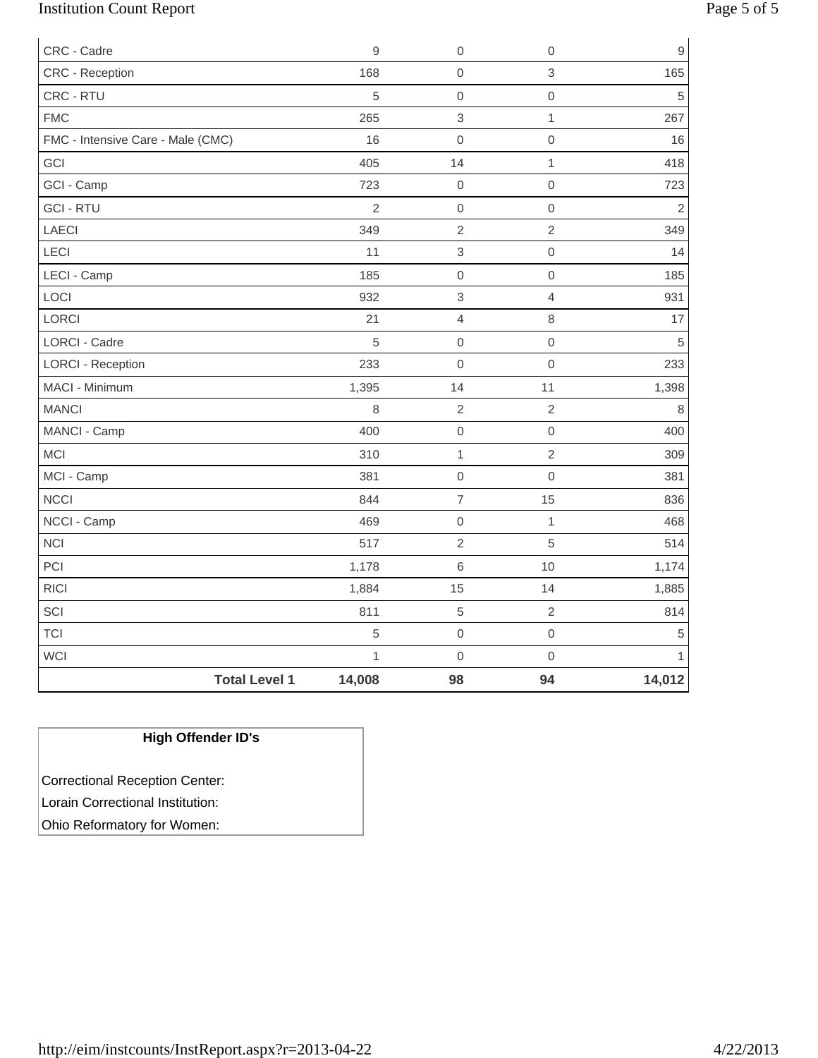| | | | | |
|---|---|---|---|---|
| CRC - Cadre | 9 | 0 | 0 | 9 |
| CRC - Reception | 168 | 0 | 3 | 165 |
| CRC - RTU | 5 | 0 | 0 | 5 |
| FMC | 265 | 3 | 1 | 267 |
| FMC - Intensive Care - Male (CMC) | 16 | 0 | 0 | 16 |
| GCI | 405 | 14 | 1 | 418 |
| GCI - Camp | 723 | 0 | 0 | 723 |
| GCI - RTU | 2 | 0 | 0 | 2 |
| LAECI | 349 | 2 | 2 | 349 |
| LECI | 11 | 3 | 0 | 14 |
| LECI - Camp | 185 | 0 | 0 | 185 |
| LOCI | 932 | 3 | 4 | 931 |
| LORCI | 21 | 4 | 8 | 17 |
| LORCI - Cadre | 5 | 0 | 0 | 5 |
| LORCI - Reception | 233 | 0 | 0 | 233 |
| MACI - Minimum | 1,395 | 14 | 11 | 1,398 |
| MANCI | 8 | 2 | 2 | 8 |
| MANCI - Camp | 400 | 0 | 0 | 400 |
| MCI | 310 | 1 | 2 | 309 |
| MCI - Camp | 381 | 0 | 0 | 381 |
| NCCI | 844 | 7 | 15 | 836 |
| NCCI - Camp | 469 | 0 | 1 | 468 |
| NCI | 517 | 2 | 5 | 514 |
| PCI | 1,178 | 6 | 10 | 1,174 |
| RICI | 1,884 | 15 | 14 | 1,885 |
| SCI | 811 | 5 | 2 | 814 |
| TCI | 5 | 0 | 0 | 5 |
| WCI | 1 | 0 | 0 | 1 |
| **Total Level 1** | **14,008** | **98** | **94** | **14,012** |

| **High Offender ID's** |
|---|
| Correctional Reception Center: |
| Lorain Correctional Institution: |
| Ohio Reformatory for Women: |